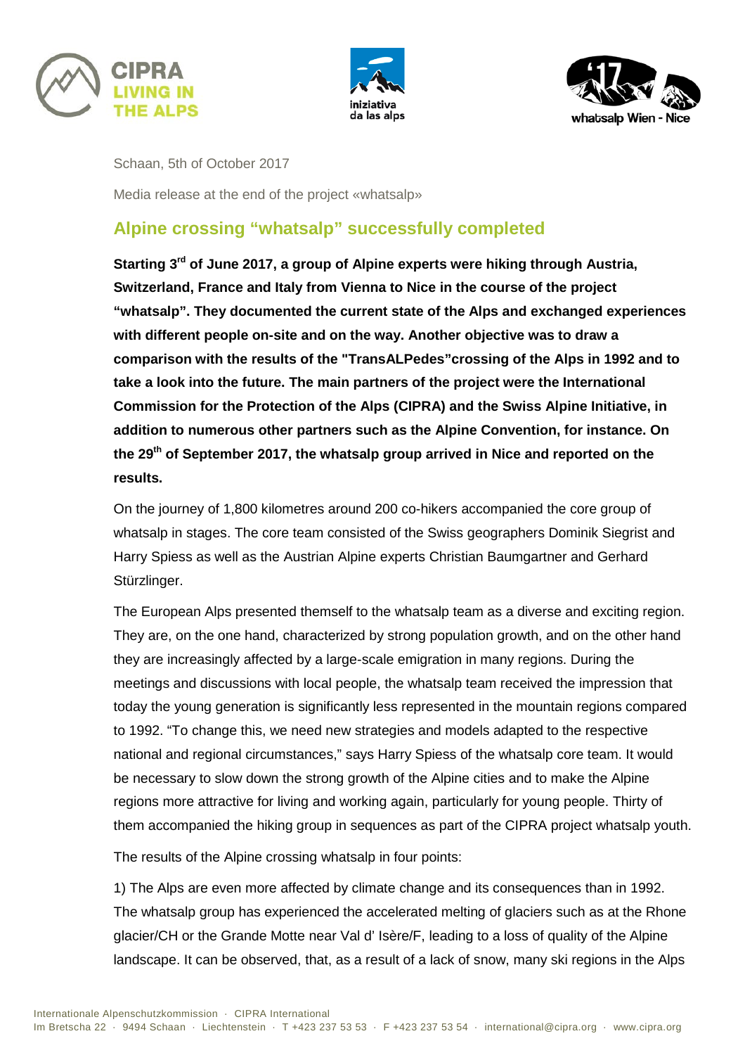Schaan, 5th of October 2017

Media release at the end of the project «whatsalp»

## Alpine crossing "whatsalp" successfully completed

**Starting 3rd of June 2017, a group of Alpine experts were hiking through Austria, Switzerland, France and Italy from Vienna to Nice in the course of the project "whatsalp". They documented the current state of the Alps and exchanged experiences with different people on-site and on the way. Another objective was to draw a comparison with the results of the "TransALPedes"crossing of the Alps in 1992 and to take a look into the future. The main partners of the project were the International Commission for the Protection of the Alps (CIPRA) and the Swiss Alpine Initiative, in addition to numerous other partners such as the Alpine Convention, for instance. On the 29th of September 2017, the whatsalp group arrived in Nice and reported on the results.**

On the journey of 1,800 kilometres around 200 co-hikers accompanied the core group of whatsalp in stages. The core team consisted of the Swiss geographers Dominik Siegrist and Harry Spiess as well as the Austrian Alpine experts Christian Baumgartner and Gerhard Stürzlinger.

The European Alps presented themself to the whatsalp team as a diverse and exciting region. They are, on the one hand, characterized by strong population growth, and on the other hand they are increasingly affected by a large-scale emigration in many regions. During the meetings and discussions with local people, the whatsalp team received the impression that today the young generation is significantly less represented in the mountain regions compared to 1992. "To change this, we need new strategies and models adapted to the respective national and regional circumstances," says Harry Spiess of the whatsalp core team. It would be necessary to slow down the strong growth of the Alpine cities and to make the Alpine regions more attractive for living and working again, particularly for young people. Thirty of them accompanied the hiking group in sequences as part of the CIPRA project whatsalp youth.

The results of the Alpine crossing whatsalp in four points:

1) The Alps are even more affected by climate change and its consequences than in 1992. The whatsalp group has experienced the accelerated melting of glaciers such as at the Rhone glacier/CH or the Grande Motte near Val d' Isère/F, leading to a loss of quality of the Alpine landscape. It can be observed, that, as a result of a lack of snow, many ski regions in the Alps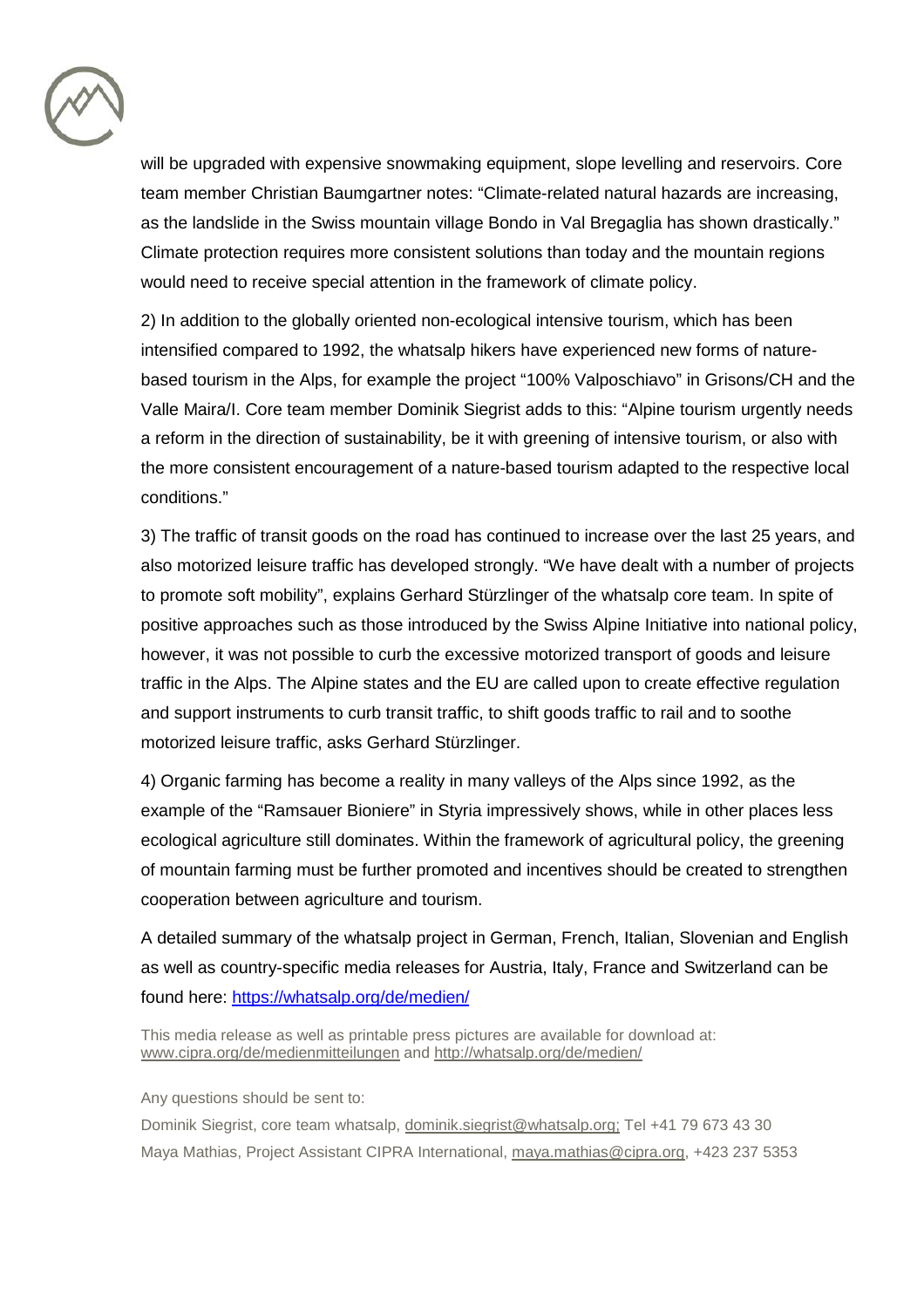will be upgraded with expensive snowmaking equipment, slope levelling and reservoirs. Core team member Christian Baumgartner notes: "Climate-related natural hazards are increasing, as the landslide in the Swiss mountain village Bondo in Val Bregaglia has shown drastically." Climate protection requires more consistent solutions than today and the mountain regions would need to receive special attention in the framework of climate policy.

2) In addition to the globally oriented non-ecological intensive tourism, which has been intensified compared to 1992, the whatsalp hikers have experienced new forms of nature-based tourism in the Alps, for example the project "100% Valposchiavo" in Grisons/CH and the Valle Maira/I. Core team member Dominik Siegrist adds to this: "Alpine tourism urgently needs a reform in the direction of sustainability, be it with greening of intensive tourism, or also with the more consistent encouragement of a nature-based tourism adapted to the respective local conditions."

3) The traffic of transit goods on the road has continued to increase over the last 25 years, and also motorized leisure traffic has developed strongly. "We have dealt with a number of projects to promote soft mobility", explains Gerhard Stürzlinger of the whatsalp core team. In spite of positive approaches such as those introduced by the Swiss Alpine Initiative into national policy, however, it was not possible to curb the excessive motorized transport of goods and leisure traffic in the Alps. The Alpine states and the EU are called upon to create effective regulation and support instruments to curb transit traffic, to shift goods traffic to rail and to soothe motorized leisure traffic, asks Gerhard Stürzlinger.

4) Organic farming has become a reality in many valleys of the Alps since 1992, as the example of the "Ramsauer Bioniere" in Styria impressively shows, while in other places less ecological agriculture still dominates. Within the framework of agricultural policy, the greening of mountain farming must be further promoted and incentives should be created to strengthen cooperation between agriculture and tourism.

A detailed summary of the whatsalp project in German, French, Italian, Slovenian and English as well as country-specific media releases for Austria, Italy, France and Switzerland can be found here: https://whatsalp.org/de/medien/

This media release as well as printable press pictures are available for download at: www.cipra.org/de/medienmitteilungen and http://whatsalp.org/de/medien/

Any questions should be sent to:

Dominik Siegrist, core team whatsalp, dominik.siegrist@whatsalp.org; Tel +41 79 673 43 30

Maya Mathias, Project Assistant CIPRA International, maya.mathias@cipra.org, +423 237 5353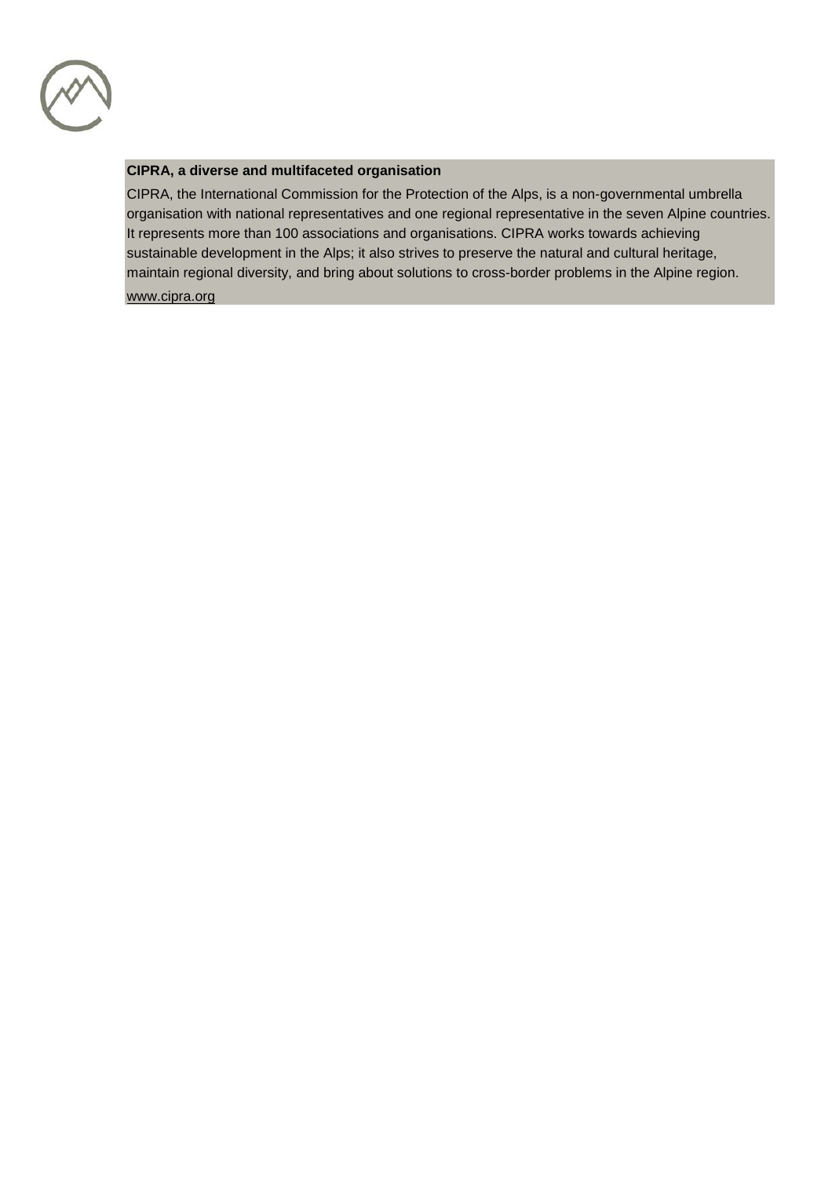**CIPRA, a diverse and multifaceted organisation**

CIPRA, the International Commission for the Protection of the Alps, is a non-governmental umbrella organisation with national representatives and one regional representative in the seven Alpine countries. It represents more than 100 associations and organisations. CIPRA works towards achieving sustainable development in the Alps; it also strives to preserve the natural and cultural heritage, maintain regional diversity, and bring about solutions to cross-border problems in the Alpine region.

www.cipra.org